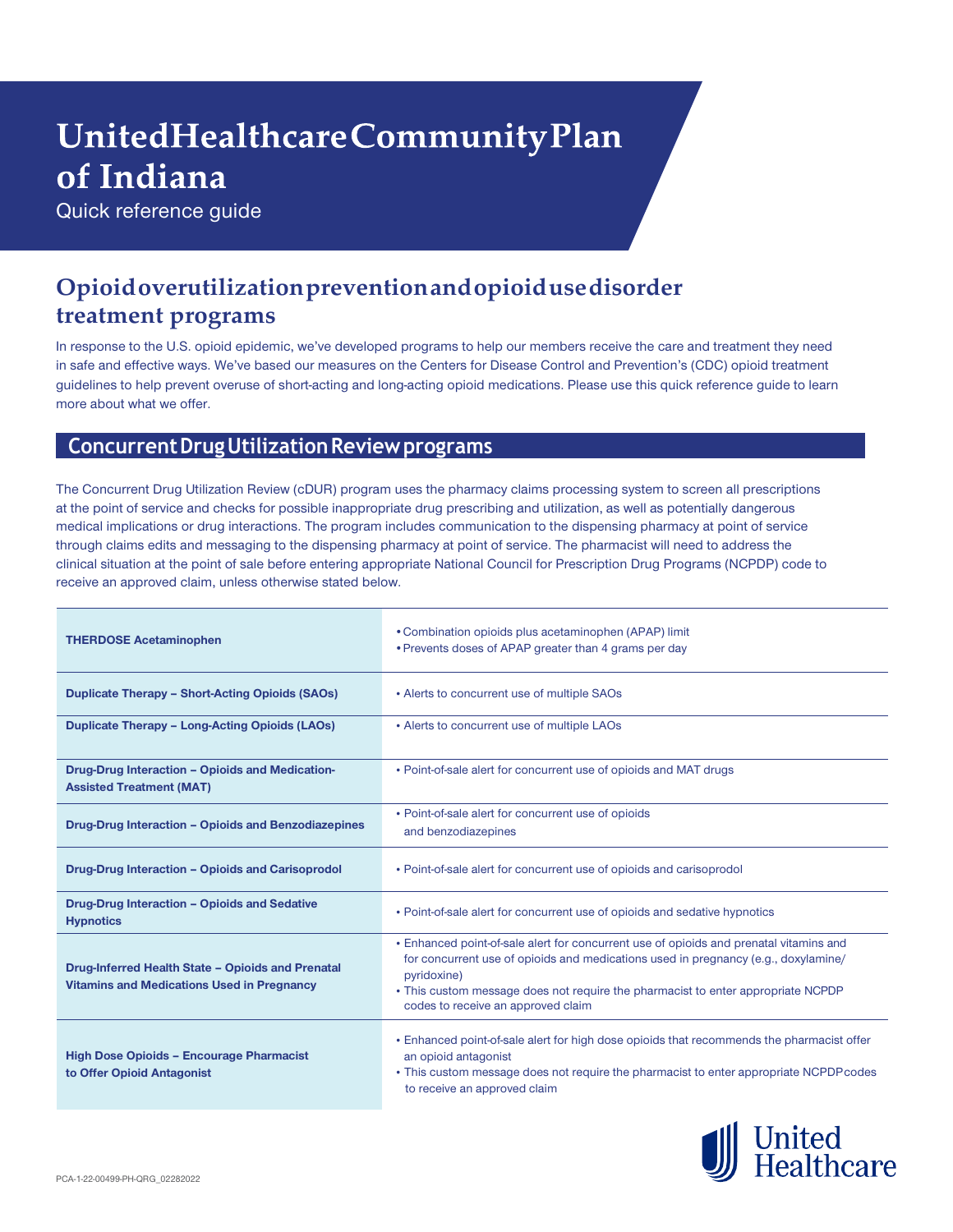# UnitedHealthcare Community Plan of Indiana

Quick reference guide

## Opioid overutilization prevention and opioid use disorder treatment programs

In response to the U.S. opioid epidemic, we've developed programs to help our members receive the care and treatment they need in safe and effective ways. We've based our measures on the Centers for Disease Control and Prevention's (CDC) opioid treatment guidelines to help prevent overuse of short-acting and long-acting opioid medications. Please use this quick reference guide to learn more about what we offer.

### Concurrent Drug Utilization Review programs

The Concurrent Drug Utilization Review (cDUR) program uses the pharmacy claims processing system to screen all prescriptions at the point of service and checks for possible inappropriate drug prescribing and utilization, as well as potentially dangerous medical implications or drug interactions. The program includes communication to the dispensing pharmacy at point of service through claims edits and messaging to the dispensing pharmacy at point of service. The pharmacist will need to address the clinical situation at the point of sale before entering appropriate National Council for Prescription Drug Programs (NCPDP) code to receive an approved claim, unless otherwise stated below.

| Program | Description |
|---|---|
| **THERDOSE Acetaminophen** | • Combination opioids plus acetaminophen (APAP) limit<br>• Prevents doses of APAP greater than 4 grams per day |
| **Duplicate Therapy – Short-Acting Opioids (SAOs)** | • Alerts to concurrent use of multiple SAOs |
| **Duplicate Therapy – Long-Acting Opioids (LAOs)** | • Alerts to concurrent use of multiple LAOs |
| **Drug-Drug Interaction – Opioids and Medication-Assisted Treatment (MAT)** | • Point-of-sale alert for concurrent use of opioids and MAT drugs |
| **Drug-Drug Interaction – Opioids and Benzodiazepines** | • Point-of-sale alert for concurrent use of opioids and benzodiazepines |
| **Drug-Drug Interaction – Opioids and Carisoprodol** | • Point-of-sale alert for concurrent use of opioids and carisoprodol |
| **Drug-Drug Interaction – Opioids and Sedative Hypnotics** | • Point-of-sale alert for concurrent use of opioids and sedative hypnotics |
| **Drug-Inferred Health State – Opioids and Prenatal Vitamins and Medications Used in Pregnancy** | • Enhanced point-of-sale alert for concurrent use of opioids and prenatal vitamins and for concurrent use of opioids and medications used in pregnancy (e.g., doxylamine/pyridoxine)<br>• This custom message does not require the pharmacist to enter appropriate NCPDP codes to receive an approved claim |
| **High Dose Opioids – Encourage Pharmacist to Offer Opioid Antagonist** | • Enhanced point-of-sale alert for high dose opioids that recommends the pharmacist offer an opioid antagonist<br>• This custom message does not require the pharmacist to enter appropriate NCPDP codes to receive an approved claim |

PCA-1-22-00499-PH-QRG_02282022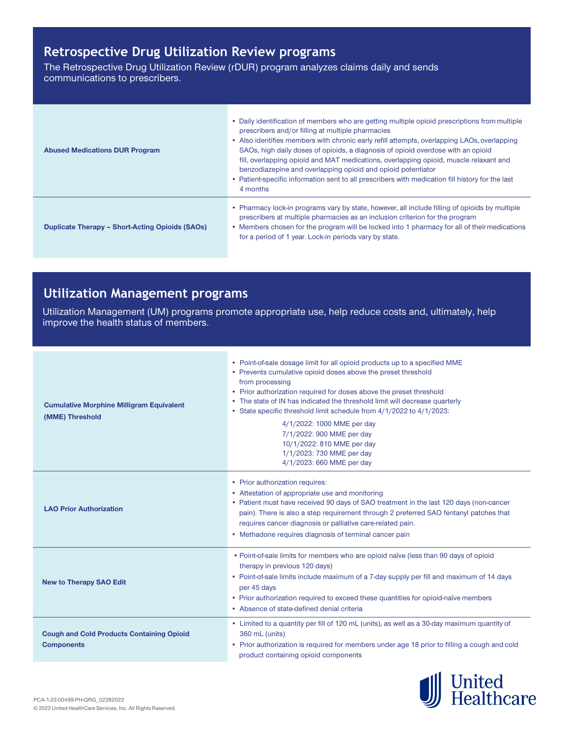## Retrospective Drug Utilization Review programs

The Retrospective Drug Utilization Review (rDUR) program analyzes claims daily and sends communications to prescribers.

| Program | Details |
|---|---|
| **Abused Medications DUR Program** | • Daily identification of members who are getting multiple opioid prescriptions from multiple prescribers and/or filling at multiple pharmacies<br>• Also identifies members with chronic early refill attempts, overlapping LAOs, overlapping SAOs, high daily doses of opioids, a diagnosis of opioid overdose with an opioid fill, overlapping opioid and MAT medications, overlapping opioid, muscle relaxant and benzodiazepine and overlapping opioid and opioid potentiator<br>• Patient-specific information sent to all prescribers with medication fill history for the last 4 months |
| **Duplicate Therapy – Short-Acting Opioids (SAOs)** | • Pharmacy lock-in programs vary by state, however, all include filling of opioids by multiple prescribers at multiple pharmacies as an inclusion criterion for the program<br>• Members chosen for the program will be locked into 1 pharmacy for all of their medications for a period of 1 year. Lock-in periods vary by state. |

## Utilization Management programs

Utilization Management (UM) programs promote appropriate use, help reduce costs and, ultimately, help improve the health status of members.

| Program | Details |
|---|---|
| **Cumulative Morphine Milligram Equivalent (MME) Threshold** | • Point-of-sale dosage limit for all opioid products up to a specified MME<br>• Prevents cumulative opioid doses above the preset threshold from processing<br>• Prior authorization required for doses above the preset threshold<br>• The state of IN has indicated the threshold limit will decrease quarterly<br>• State specific threshold limit schedule from 4/1/2022 to 4/1/2023:<br>4/1/2022: 1000 MME per day<br>7/1/2022: 900 MME per day<br>10/1/2022: 810 MME per day<br>1/1/2023: 730 MME per day<br>4/1/2023: 660 MME per day |
| **LAO Prior Authorization** | • Prior authorization requires:<br>• Attestation of appropriate use and monitoring<br>• Patient must have received 90 days of SAO treatment in the last 120 days (non-cancer pain). There is also a step requirement through 2 preferred SAO fentanyl patches that requires cancer diagnosis or palliative care-related pain.<br>• Methadone requires diagnosis of terminal cancer pain |
| **New to Therapy SAO Edit** | • Point-of-sale limits for members who are opioid naïve (less than 90 days of opioid therapy in previous 120 days)<br>• Point-of-sale limits include maximum of a 7-day supply per fill and maximum of 14 days per 45 days<br>• Prior authorization required to exceed these quantities for opioid-naïve members<br>• Absence of state-defined denial criteria |
| **Cough and Cold Products Containing Opioid Components** | • Limited to a quantity per fill of 120 mL (units), as well as a 30-day maximum quantity of 360 mL (units)<br>• Prior authorization is required for members under age 18 prior to filling a cough and cold product containing opioid components |

PCA-1-22-00499-PH-QRG_02282022
© 2022 United HealthCare Services, Inc. All Rights Reserved.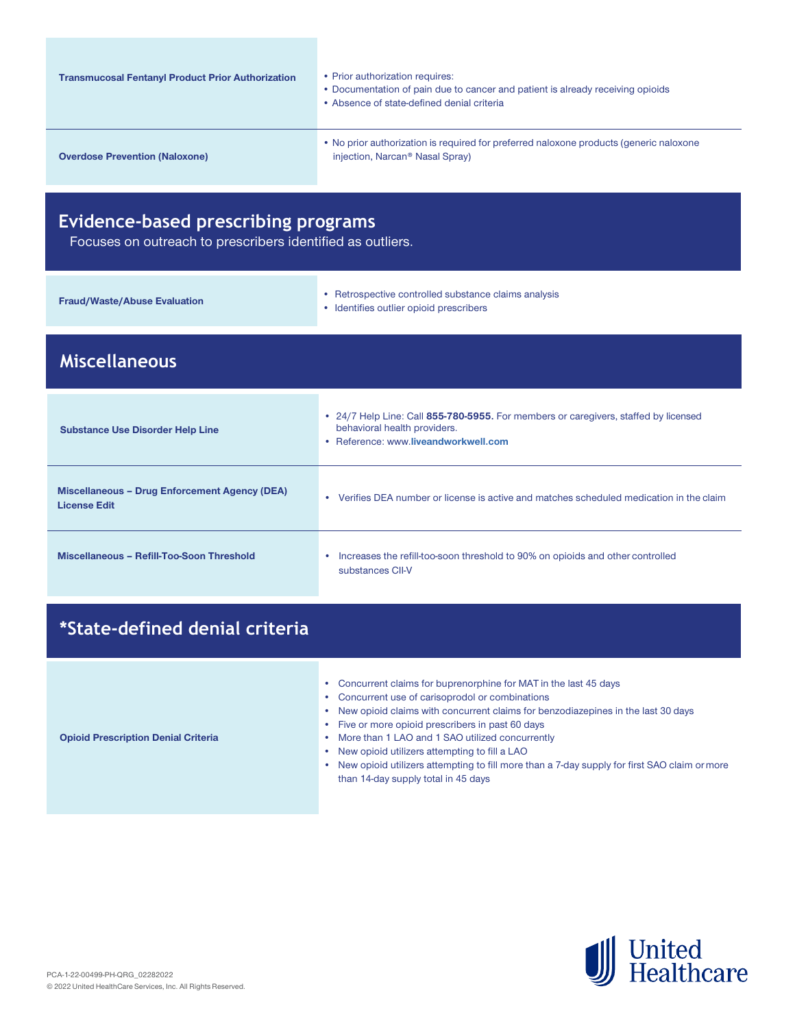| | |
|---|---|
| **Transmucosal Fentanyl Product Prior Authorization** | • Prior authorization requires:<br>• Documentation of pain due to cancer and patient is already receiving opioids<br>• Absence of state-defined denial criteria |
| **Overdose Prevention (Naloxone)** | • No prior authorization is required for preferred naloxone products (generic naloxone injection, Narcan® Nasal Spray) |

## Evidence-based prescribing programs

Focuses on outreach to prescribers identified as outliers.

| | |
|---|---|
| **Fraud/Waste/Abuse Evaluation** | • Retrospective controlled substance claims analysis<br>• Identifies outlier opioid prescribers |

## Miscellaneous

| | |
|---|---|
| **Substance Use Disorder Help Line** | • 24/7 Help Line: Call **855-780-5955.** For members or caregivers, staffed by licensed behavioral health providers.<br>• Reference: www.**liveandworkwell.com** |
| **Miscellaneous – Drug Enforcement Agency (DEA) License Edit** | • Verifies DEA number or license is active and matches scheduled medication in the claim |
| **Miscellaneous – Refill-Too-Soon Threshold** | • Increases the refill-too-soon threshold to 90% on opioids and other controlled substances CII-V |

## *State-defined denial criteria

| | |
|---|---|
| **Opioid Prescription Denial Criteria** | • Concurrent claims for buprenorphine for MAT in the last 45 days<br>• Concurrent use of carisoprodol or combinations<br>• New opioid claims with concurrent claims for benzodiazepines in the last 30 days<br>• Five or more opioid prescribers in past 60 days<br>• More than 1 LAO and 1 SAO utilized concurrently<br>• New opioid utilizers attempting to fill a LAO<br>• New opioid utilizers attempting to fill more than a 7-day supply for first SAO claim or more than 14-day supply total in 45 days |

PCA-1-22-00499-PH-QRG_02282022
© 2022 United HealthCare Services, Inc. All Rights Reserved.

United Healthcare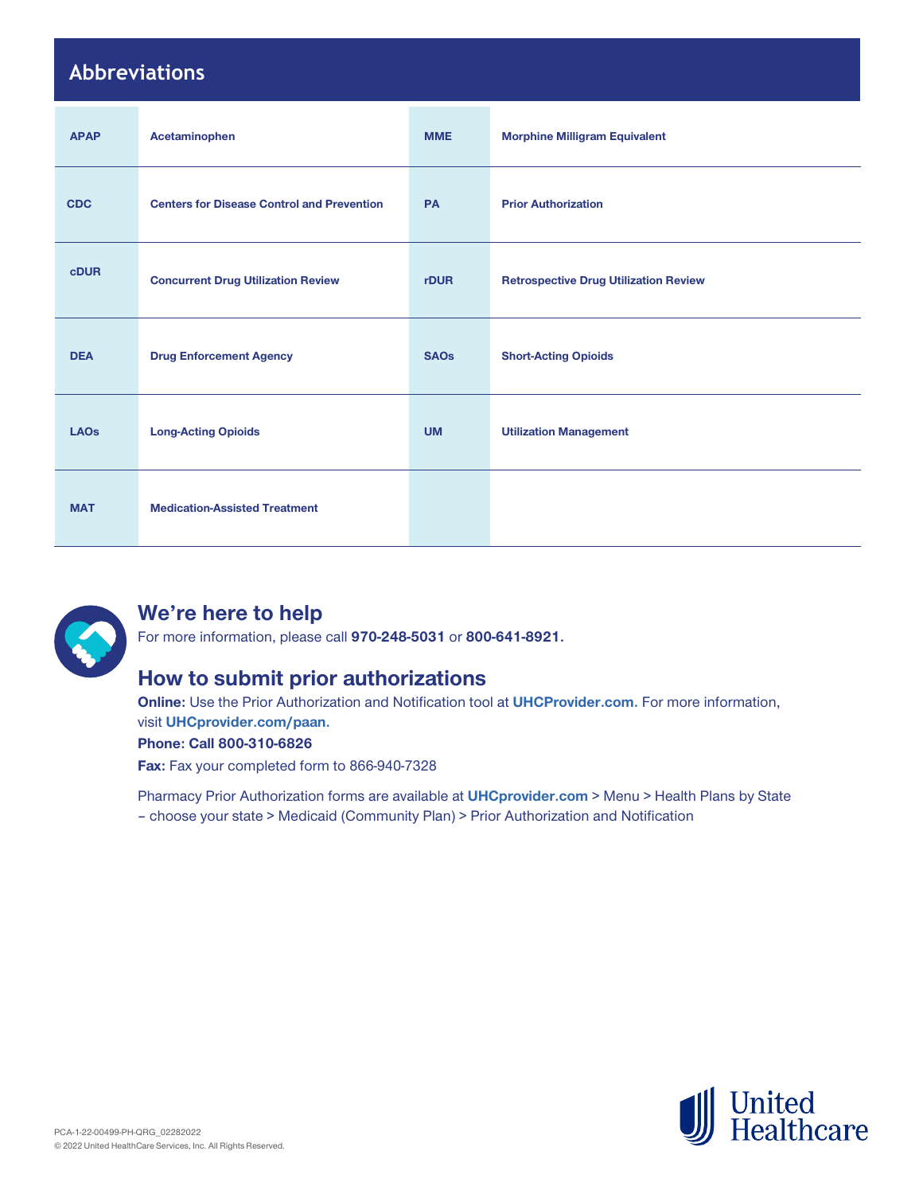## Abbreviations

| | | | |
|---|---|---|---|
| APAP | Acetaminophen | MME | Morphine Milligram Equivalent |
| CDC | Centers for Disease Control and Prevention | PA | Prior Authorization |
| cDUR | Concurrent Drug Utilization Review | rDUR | Retrospective Drug Utilization Review |
| DEA | Drug Enforcement Agency | SAOs | Short-Acting Opioids |
| LAOs | Long-Acting Opioids | UM | Utilization Management |
| MAT | Medication-Assisted Treatment | | |

## We're here to help

For more information, please call **970-248-5031** or **800-641-8921.**

## How to submit prior authorizations

**Online:** Use the Prior Authorization and Notification tool at **UHCProvider.com.** For more information, visit **UHCprovider.com/paan.**

**Phone: Call 800-310-6826**

**Fax:** Fax your completed form to 866-940-7328

Pharmacy Prior Authorization forms are available at **UHCprovider.com** > Menu > Health Plans by State – choose your state > Medicaid (Community Plan) > Prior Authorization and Notification

PCA-1-22-00499-PH-QRG_02282022
© 2022 United HealthCare Services, Inc. All Rights Reserved.

United Healthcare